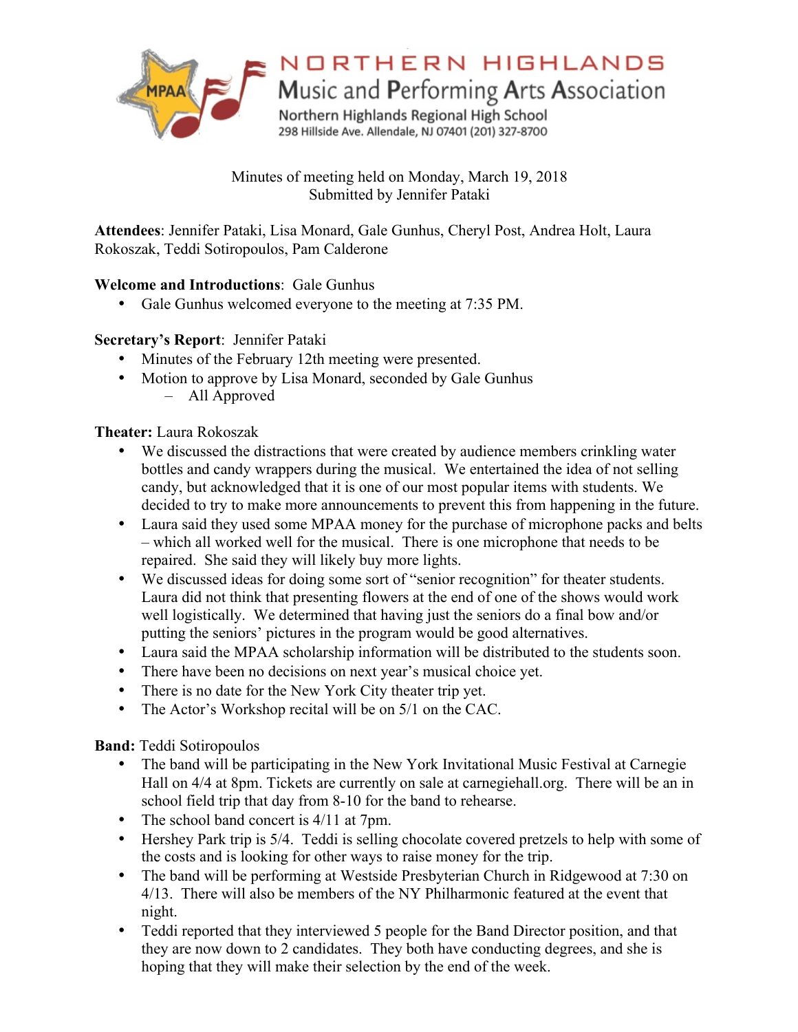# NORTHERN HIGHLANDS
## Music and Performing Arts Association
Northern Highlands Regional High School
298 Hillside Ave. Allendale, NJ 07401 (201) 327-8700

Minutes of meeting held on Monday, March 19, 2018
Submitted by Jennifer Pataki

**Attendees**: Jennifer Pataki, Lisa Monard, Gale Gunhus, Cheryl Post, Andrea Holt, Laura Rokoszak, Teddi Sotiropoulos, Pam Calderone

**Welcome and Introductions**: Gale Gunhus

- Gale Gunhus welcomed everyone to the meeting at 7:35 PM.

**Secretary's Report**: Jennifer Pataki

- Minutes of the February 12th meeting were presented.
- Motion to approve by Lisa Monard, seconded by Gale Gunhus
  - All Approved

**Theater:** Laura Rokoszak

- We discussed the distractions that were created by audience members crinkling water bottles and candy wrappers during the musical. We entertained the idea of not selling candy, but acknowledged that it is one of our most popular items with students. We decided to try to make more announcements to prevent this from happening in the future.
- Laura said they used some MPAA money for the purchase of microphone packs and belts – which all worked well for the musical. There is one microphone that needs to be repaired. She said they will likely buy more lights.
- We discussed ideas for doing some sort of "senior recognition" for theater students. Laura did not think that presenting flowers at the end of one of the shows would work well logistically. We determined that having just the seniors do a final bow and/or putting the seniors' pictures in the program would be good alternatives.
- Laura said the MPAA scholarship information will be distributed to the students soon.
- There have been no decisions on next year's musical choice yet.
- There is no date for the New York City theater trip yet.
- The Actor's Workshop recital will be on 5/1 on the CAC.

**Band:** Teddi Sotiropoulos

- The band will be participating in the New York Invitational Music Festival at Carnegie Hall on 4/4 at 8pm. Tickets are currently on sale at carnegiehall.org. There will be an in school field trip that day from 8-10 for the band to rehearse.
- The school band concert is 4/11 at 7pm.
- Hershey Park trip is 5/4. Teddi is selling chocolate covered pretzels to help with some of the costs and is looking for other ways to raise money for the trip.
- The band will be performing at Westside Presbyterian Church in Ridgewood at 7:30 on 4/13. There will also be members of the NY Philharmonic featured at the event that night.
- Teddi reported that they interviewed 5 people for the Band Director position, and that they are now down to 2 candidates. They both have conducting degrees, and she is hoping that they will make their selection by the end of the week.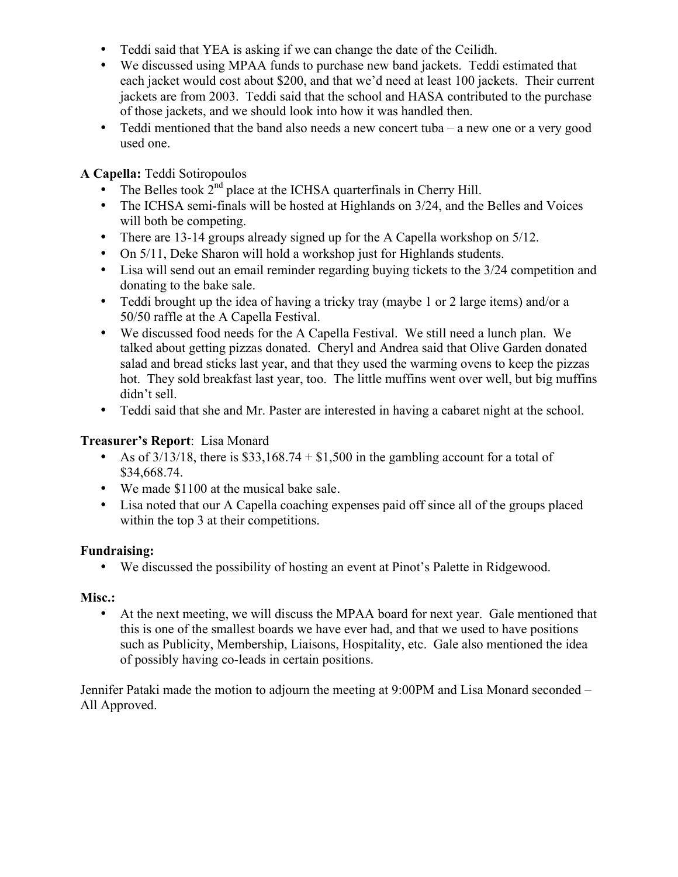- Teddi said that YEA is asking if we can change the date of the Ceilidh.
- We discussed using MPAA funds to purchase new band jackets. Teddi estimated that each jacket would cost about $200, and that we'd need at least 100 jackets. Their current jackets are from 2003. Teddi said that the school and HASA contributed to the purchase of those jackets, and we should look into how it was handled then.
- Teddi mentioned that the band also needs a new concert tuba – a new one or a very good used one.

**A Capella:** Teddi Sotiropoulos

- The Belles took 2nd place at the ICHSA quarterfinals in Cherry Hill.
- The ICHSA semi-finals will be hosted at Highlands on 3/24, and the Belles and Voices will both be competing.
- There are 13-14 groups already signed up for the A Capella workshop on 5/12.
- On 5/11, Deke Sharon will hold a workshop just for Highlands students.
- Lisa will send out an email reminder regarding buying tickets to the 3/24 competition and donating to the bake sale.
- Teddi brought up the idea of having a tricky tray (maybe 1 or 2 large items) and/or a 50/50 raffle at the A Capella Festival.
- We discussed food needs for the A Capella Festival. We still need a lunch plan. We talked about getting pizzas donated. Cheryl and Andrea said that Olive Garden donated salad and bread sticks last year, and that they used the warming ovens to keep the pizzas hot. They sold breakfast last year, too. The little muffins went over well, but big muffins didn't sell.
- Teddi said that she and Mr. Paster are interested in having a cabaret night at the school.

**Treasurer's Report**: Lisa Monard

- As of 3/13/18, there is $33,168.74 + $1,500 in the gambling account for a total of $34,668.74.
- We made $1100 at the musical bake sale.
- Lisa noted that our A Capella coaching expenses paid off since all of the groups placed within the top 3 at their competitions.

**Fundraising:**

- We discussed the possibility of hosting an event at Pinot's Palette in Ridgewood.

**Misc.:**

- At the next meeting, we will discuss the MPAA board for next year. Gale mentioned that this is one of the smallest boards we have ever had, and that we used to have positions such as Publicity, Membership, Liaisons, Hospitality, etc. Gale also mentioned the idea of possibly having co-leads in certain positions.

Jennifer Pataki made the motion to adjourn the meeting at 9:00PM and Lisa Monard seconded – All Approved.